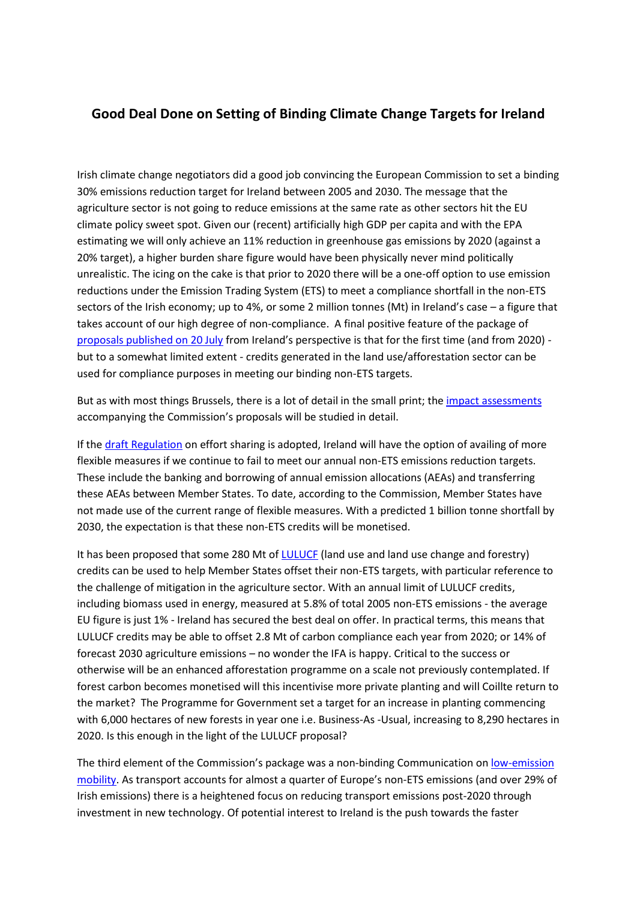# Good Deal Done on Setting of Binding Climate Change Targets for Ireland

Irish climate change negotiators did a good job convincing the European Commission to set a binding 30% emissions reduction target for Ireland between 2005 and 2030. The message that the agriculture sector is not going to reduce emissions at the same rate as other sectors hit the EU climate policy sweet spot. Given our (recent) artificially high GDP per capita and with the EPA estimating we will only achieve an 11% reduction in greenhouse gas emissions by 2020 (against a 20% target), a higher burden share figure would have been physically never mind politically unrealistic. The icing on the cake is that prior to 2020 there will be a one-off option to use emission reductions under the Emission Trading System (ETS) to meet a compliance shortfall in the non-ETS sectors of the Irish economy; up to 4%, or some 2 million tonnes (Mt) in Ireland's case – a figure that takes account of our high degree of non-compliance. A final positive feature of the package of [proposals published on 20 July]() from Ireland's perspective is that for the first time (and from 2020) - but to a somewhat limited extent - credits generated in the land use/afforestation sector can be used for compliance purposes in meeting our binding non-ETS targets.

But as with most things Brussels, there is a lot of detail in the small print; the [impact assessments]() accompanying the Commission's proposals will be studied in detail.

If the [draft Regulation]() on effort sharing is adopted, Ireland will have the option of availing of more flexible measures if we continue to fail to meet our annual non-ETS emissions reduction targets. These include the banking and borrowing of annual emission allocations (AEAs) and transferring these AEAs between Member States. To date, according to the Commission, Member States have not made use of the current range of flexible measures. With a predicted 1 billion tonne shortfall by 2030, the expectation is that these non-ETS credits will be monetised.

It has been proposed that some 280 Mt of [LULUCF]() (land use and land use change and forestry) credits can be used to help Member States offset their non-ETS targets, with particular reference to the challenge of mitigation in the agriculture sector. With an annual limit of LULUCF credits, including biomass used in energy, measured at 5.8% of total 2005 non-ETS emissions - the average EU figure is just 1% - Ireland has secured the best deal on offer. In practical terms, this means that LULUCF credits may be able to offset 2.8 Mt of carbon compliance each year from 2020; or 14% of forecast 2030 agriculture emissions – no wonder the IFA is happy. Critical to the success or otherwise will be an enhanced afforestation programme on a scale not previously contemplated. If forest carbon becomes monetised will this incentivise more private planting and will Coillte return to the market? The Programme for Government set a target for an increase in planting commencing with 6,000 hectares of new forests in year one i.e. Business-As -Usual, increasing to 8,290 hectares in 2020. Is this enough in the light of the LULUCF proposal?

The third element of the Commission's package was a non-binding Communication on [low-emission mobility](). As transport accounts for almost a quarter of Europe's non-ETS emissions (and over 29% of Irish emissions) there is a heightened focus on reducing transport emissions post-2020 through investment in new technology. Of potential interest to Ireland is the push towards the faster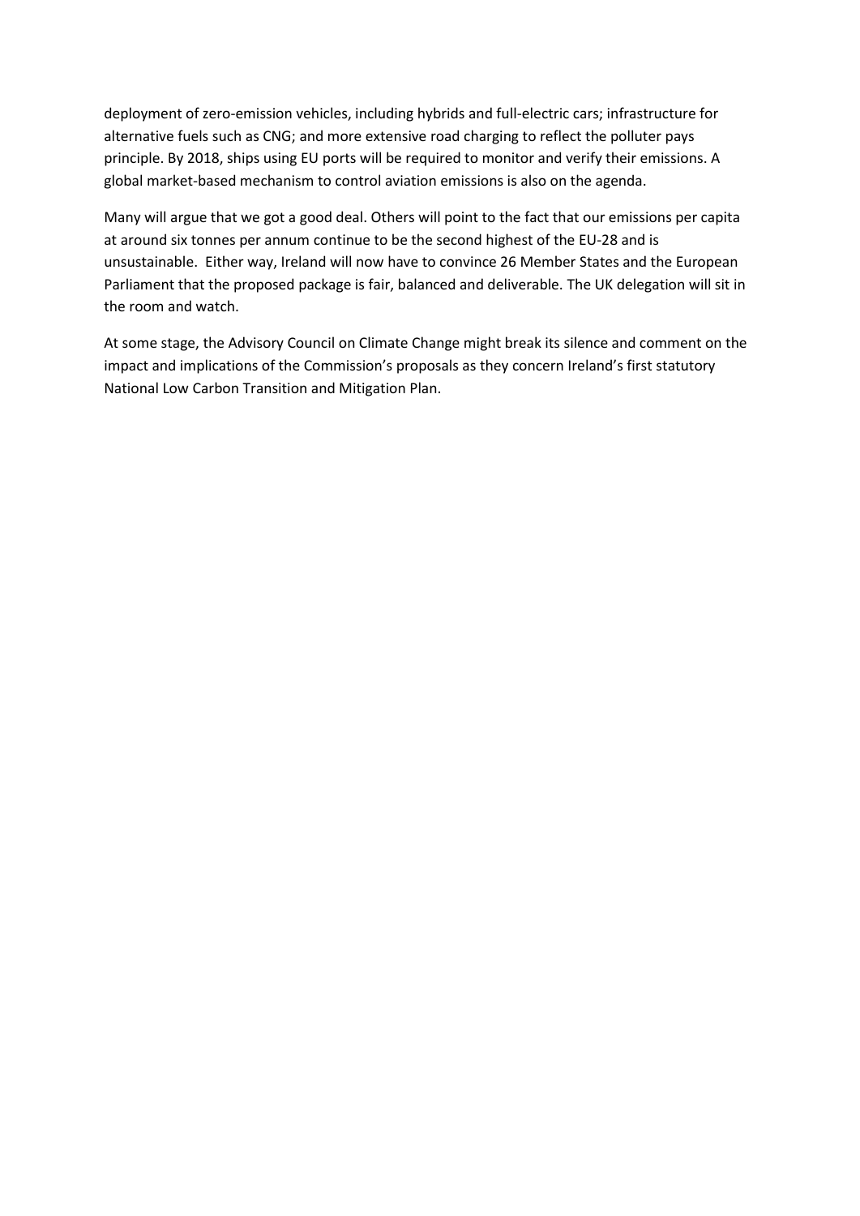deployment of zero-emission vehicles, including hybrids and full-electric cars; infrastructure for alternative fuels such as CNG; and more extensive road charging to reflect the polluter pays principle. By 2018, ships using EU ports will be required to monitor and verify their emissions. A global market-based mechanism to control aviation emissions is also on the agenda.

Many will argue that we got a good deal. Others will point to the fact that our emissions per capita at around six tonnes per annum continue to be the second highest of the EU-28 and is unsustainable. Either way, Ireland will now have to convince 26 Member States and the European Parliament that the proposed package is fair, balanced and deliverable. The UK delegation will sit in the room and watch.

At some stage, the Advisory Council on Climate Change might break its silence and comment on the impact and implications of the Commission's proposals as they concern Ireland's first statutory National Low Carbon Transition and Mitigation Plan.